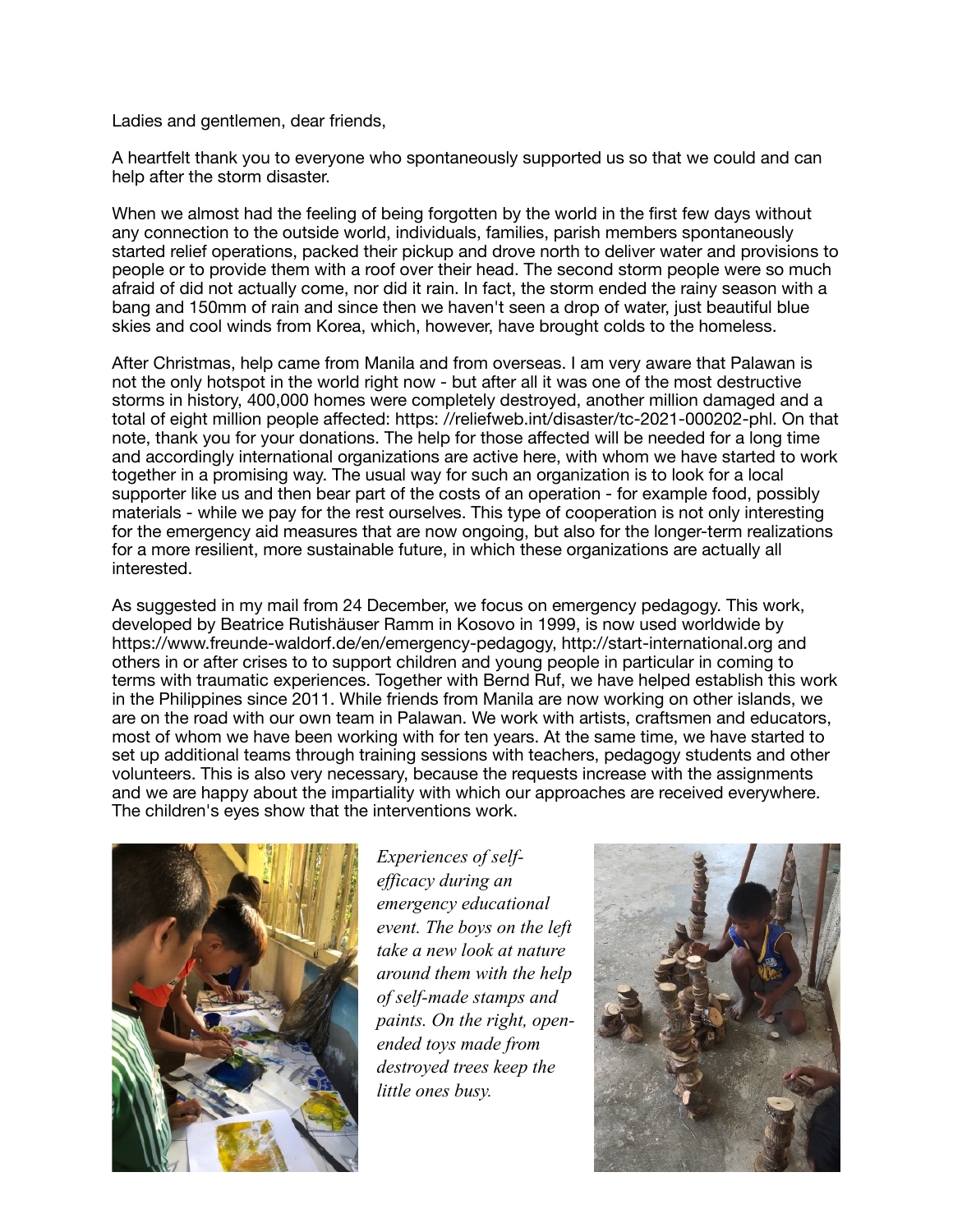Ladies and gentlemen, dear friends,

A heartfelt thank you to everyone who spontaneously supported us so that we could and can help after the storm disaster.

When we almost had the feeling of being forgotten by the world in the first few days without any connection to the outside world, individuals, families, parish members spontaneously started relief operations, packed their pickup and drove north to deliver water and provisions to people or to provide them with a roof over their head. The second storm people were so much afraid of did not actually come, nor did it rain. In fact, the storm ended the rainy season with a bang and 150mm of rain and since then we haven't seen a drop of water, just beautiful blue skies and cool winds from Korea, which, however, have brought colds to the homeless.

After Christmas, help came from Manila and from overseas. I am very aware that Palawan is not the only hotspot in the world right now - but after all it was one of the most destructive storms in history, 400,000 homes were completely destroyed, another million damaged and a total of eight million people affected: https: //reliefweb.int/disaster/tc-2021-000202-phl. On that note, thank you for your donations. The help for those affected will be needed for a long time and accordingly international organizations are active here, with whom we have started to work together in a promising way. The usual way for such an organization is to look for a local supporter like us and then bear part of the costs of an operation - for example food, possibly materials - while we pay for the rest ourselves. This type of cooperation is not only interesting for the emergency aid measures that are now ongoing, but also for the longer-term realizations for a more resilient, more sustainable future, in which these organizations are actually all interested.

As suggested in my mail from 24 December, we focus on emergency pedagogy. This work, developed by Beatrice Rutishäuser Ramm in Kosovo in 1999, is now used worldwide by https://www.freunde-waldorf.de/en/emergency-pedagogy, http://start-international.org and others in or after crises to to support children and young people in particular in coming to terms with traumatic experiences. Together with Bernd Ruf, we have helped establish this work in the Philippines since 2011. While friends from Manila are now working on other islands, we are on the road with our own team in Palawan. We work with artists, craftsmen and educators, most of whom we have been working with for ten years. At the same time, we have started to set up additional teams through training sessions with teachers, pedagogy students and other volunteers. This is also very necessary, because the requests increase with the assignments and we are happy about the impartiality with which our approaches are received everywhere. The children's eyes show that the interventions work.

*Experiences of self-efficacy during an emergency educational event. The boys on the left take a new look at nature around them with the help of self-made stamps and paints. On the right, open-ended toys made from destroyed trees keep the little ones busy.*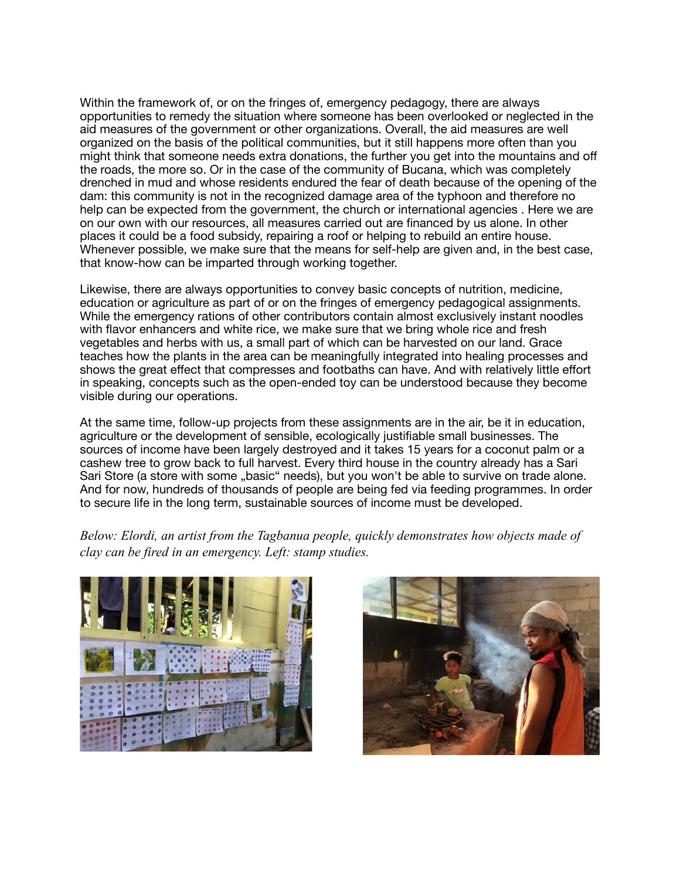Within the framework of, or on the fringes of, emergency pedagogy, there are always opportunities to remedy the situation where someone has been overlooked or neglected in the aid measures of the government or other organizations. Overall, the aid measures are well organized on the basis of the political communities, but it still happens more often than you might think that someone needs extra donations, the further you get into the mountains and off the roads, the more so. Or in the case of the community of Bucana, which was completely drenched in mud and whose residents endured the fear of death because of the opening of the dam: this community is not in the recognized damage area of the typhoon and therefore no help can be expected from the government, the church or international agencies . Here we are on our own with our resources, all measures carried out are financed by us alone. In other places it could be a food subsidy, repairing a roof or helping to rebuild an entire house. Whenever possible, we make sure that the means for self-help are given and, in the best case, that know-how can be imparted through working together.

Likewise, there are always opportunities to convey basic concepts of nutrition, medicine, education or agriculture as part of or on the fringes of emergency pedagogical assignments. While the emergency rations of other contributors contain almost exclusively instant noodles with flavor enhancers and white rice, we make sure that we bring whole rice and fresh vegetables and herbs with us, a small part of which can be harvested on our land. Grace teaches how the plants in the area can be meaningfully integrated into healing processes and shows the great effect that compresses and footbaths can have. And with relatively little effort in speaking, concepts such as the open-ended toy can be understood because they become visible during our operations.

At the same time, follow-up projects from these assignments are in the air, be it in education, agriculture or the development of sensible, ecologically justifiable small businesses. The sources of income have been largely destroyed and it takes 15 years for a coconut palm or a cashew tree to grow back to full harvest. Every third house in the country already has a Sari Sari Store (a store with some „basic“ needs), but you won't be able to survive on trade alone. And for now, hundreds of thousands of people are being fed via feeding programmes. In order to secure life in the long term, sustainable sources of income must be developed.

*Below: Elordi, an artist from the Tagbanua people, quickly demonstrates how objects made of clay can be fired in an emergency. Left: stamp studies.*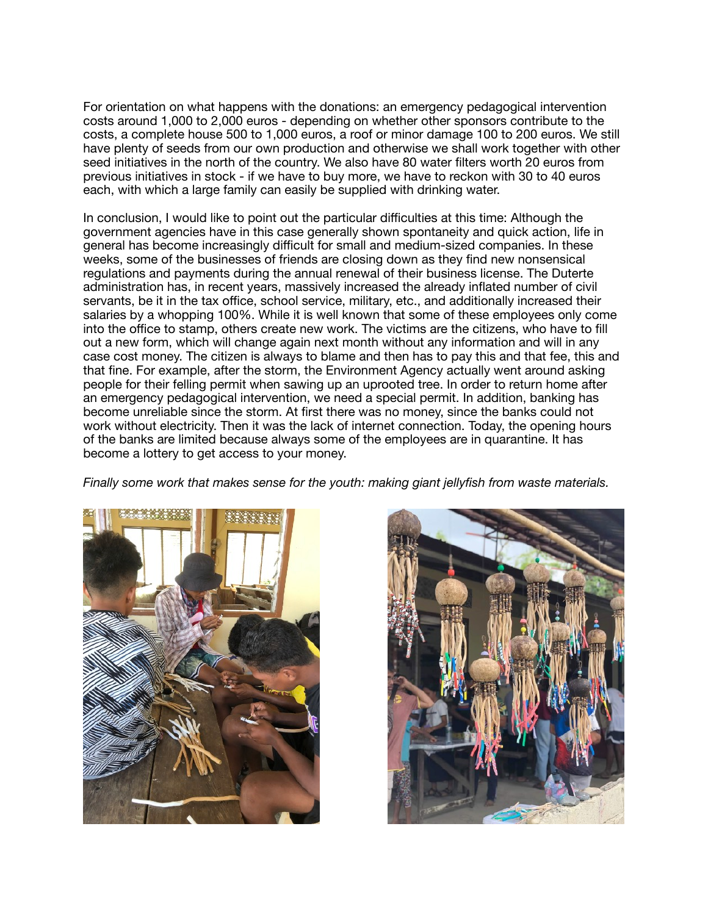For orientation on what happens with the donations: an emergency pedagogical intervention costs around 1,000 to 2,000 euros - depending on whether other sponsors contribute to the costs, a complete house 500 to 1,000 euros, a roof or minor damage 100 to 200 euros. We still have plenty of seeds from our own production and otherwise we shall work together with other seed initiatives in the north of the country. We also have 80 water filters worth 20 euros from previous initiatives in stock - if we have to buy more, we have to reckon with 30 to 40 euros each, with which a large family can easily be supplied with drinking water.

In conclusion, I would like to point out the particular difficulties at this time: Although the government agencies have in this case generally shown spontaneity and quick action, life in general has become increasingly difficult for small and medium-sized companies. In these weeks, some of the businesses of friends are closing down as they find new nonsensical regulations and payments during the annual renewal of their business license. The Duterte administration has, in recent years, massively increased the already inflated number of civil servants, be it in the tax office, school service, military, etc., and additionally increased their salaries by a whopping 100%. While it is well known that some of these employees only come into the office to stamp, others create new work. The victims are the citizens, who have to fill out a new form, which will change again next month without any information and will in any case cost money. The citizen is always to blame and then has to pay this and that fee, this and that fine. For example, after the storm, the Environment Agency actually went around asking people for their felling permit when sawing up an uprooted tree. In order to return home after an emergency pedagogical intervention, we need a special permit. In addition, banking has become unreliable since the storm. At first there was no money, since the banks could not work without electricity. Then it was the lack of internet connection. Today, the opening hours of the banks are limited because always some of the employees are in quarantine. It has become a lottery to get access to your money.

*Finally some work that makes sense for the youth: making giant jellyfish from waste materials.*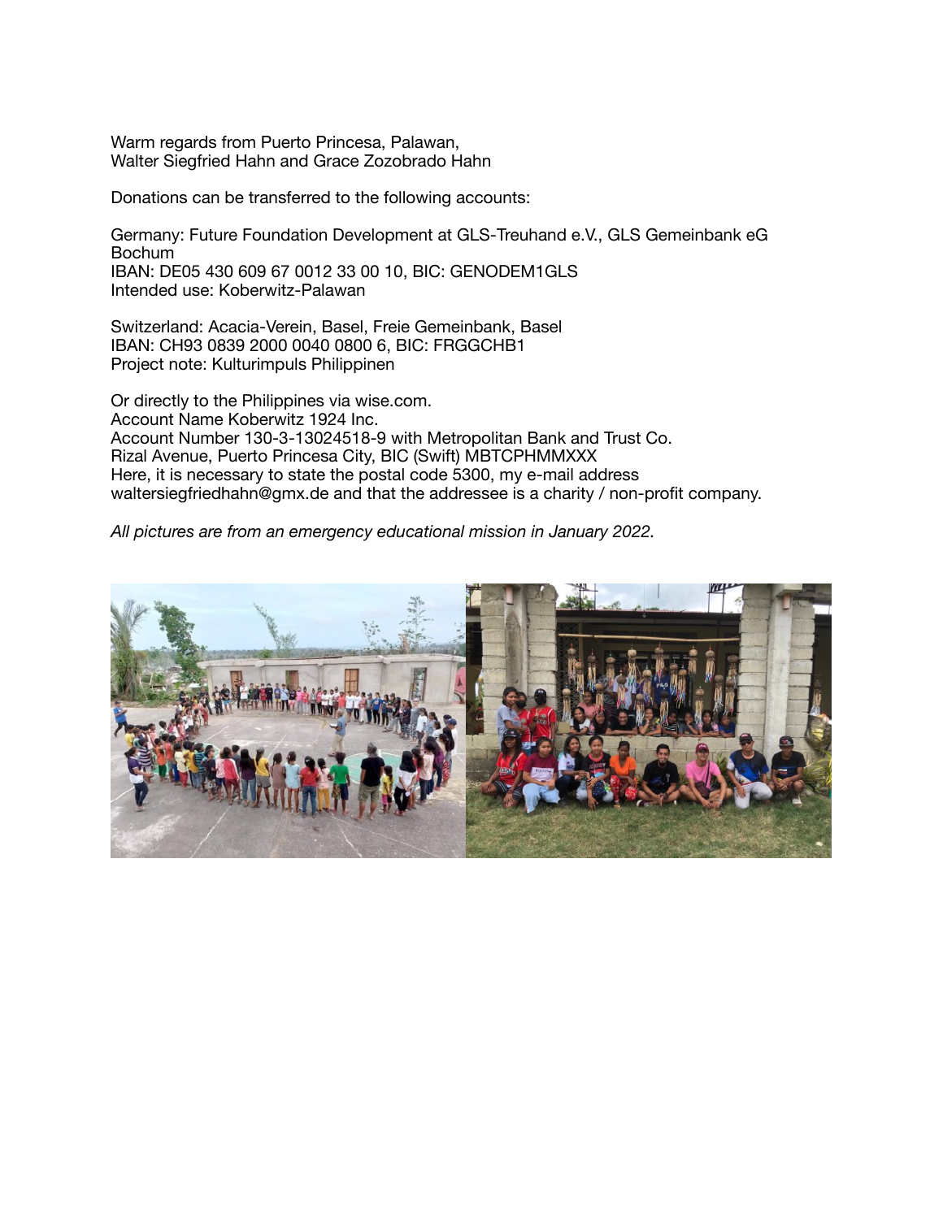Warm regards from Puerto Princesa, Palawan,
Walter Siegfried Hahn and Grace Zozobrado Hahn

Donations can be transferred to the following accounts:

Germany: Future Foundation Development at GLS-Treuhand e.V., GLS Gemeinbank eG Bochum
IBAN: DE05 430 609 67 0012 33 00 10, BIC: GENODEM1GLS
Intended use: Koberwitz-Palawan

Switzerland: Acacia-Verein, Basel, Freie Gemeinbank, Basel
IBAN: CH93 0839 2000 0040 0800 6, BIC: FRGGCHB1
Project note: Kulturimpuls Philippinen

Or directly to the Philippines via wise.com.
Account Name Koberwitz 1924 Inc.
Account Number 130-3-13024518-9 with Metropolitan Bank and Trust Co.
Rizal Avenue, Puerto Princesa City, BIC (Swift) MBTCPHMMXXX
Here, it is necessary to state the postal code 5300, my e-mail address waltersiegfriedhahn@gmx.de and that the addressee is a charity / non-profit company.

*All pictures are from an emergency educational mission in January 2022.*